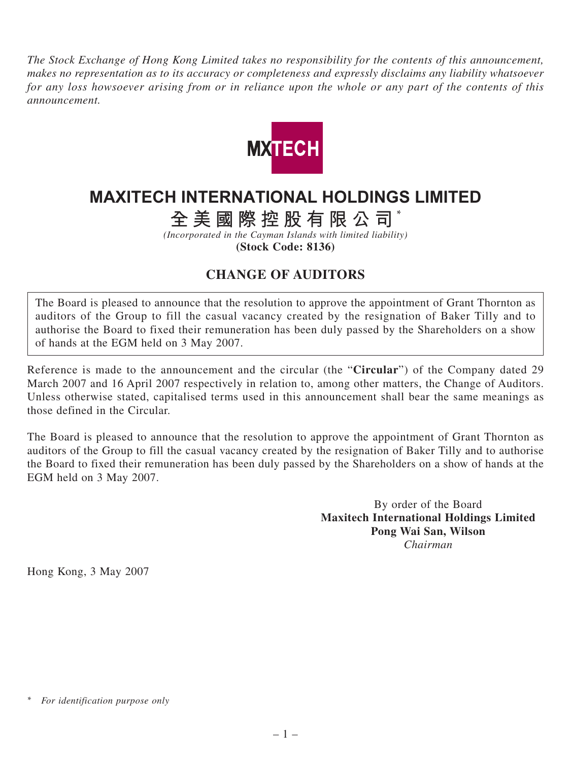*The Stock Exchange of Hong Kong Limited takes no responsibility for the contents of this announcement, makes no representation as to its accuracy or completeness and expressly disclaims any liability whatsoever for any loss howsoever arising from or in reliance upon the whole or any part of the contents of this announcement.*

MXTECH

# MAXITECH INTERNATIONAL HOLDINGS LIMITED

# 全美國際控股有限公司*

*(Incorporated in the Cayman Islands with limited liability)*

**(Stock Code: 8136)**

## CHANGE OF AUDITORS

The Board is pleased to announce that the resolution to approve the appointment of Grant Thornton as auditors of the Group to fill the casual vacancy created by the resignation of Baker Tilly and to authorise the Board to fixed their remuneration has been duly passed by the Shareholders on a show of hands at the EGM held on 3 May 2007.

Reference is made to the announcement and the circular (the "**Circular**") of the Company dated 29 March 2007 and 16 April 2007 respectively in relation to, among other matters, the Change of Auditors. Unless otherwise stated, capitalised terms used in this announcement shall bear the same meanings as those defined in the Circular.

The Board is pleased to announce that the resolution to approve the appointment of Grant Thornton as auditors of the Group to fill the casual vacancy created by the resignation of Baker Tilly and to authorise the Board to fixed their remuneration has been duly passed by the Shareholders on a show of hands at the EGM held on 3 May 2007.

By order of the Board
**Maxitech International Holdings Limited**
**Pong Wai San, Wilson**
*Chairman*

Hong Kong, 3 May 2007

\* *For identification purpose only*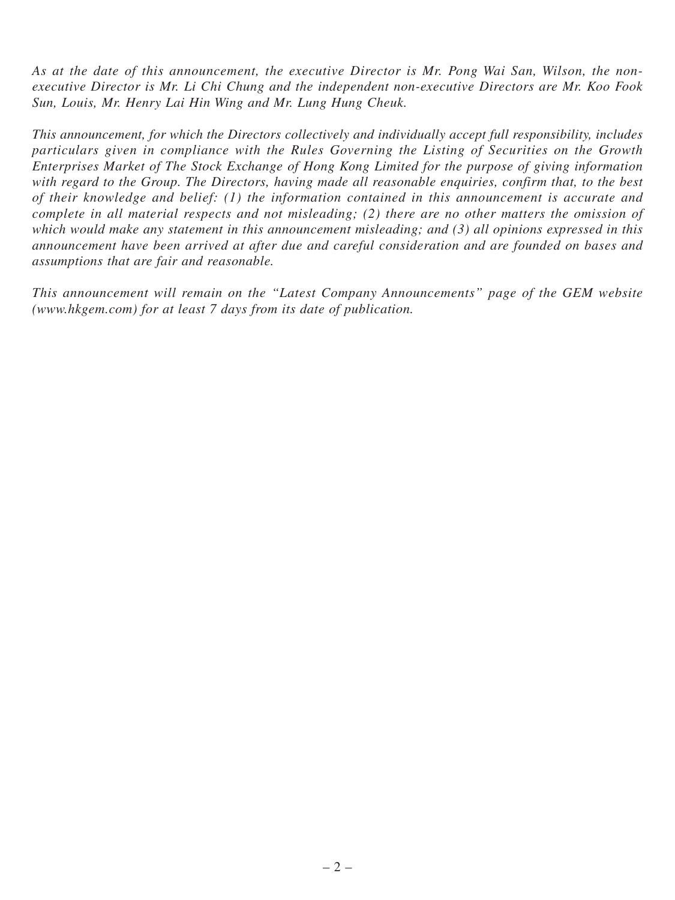*As at the date of this announcement, the executive Director is Mr. Pong Wai San, Wilson, the non-executive Director is Mr. Li Chi Chung and the independent non-executive Directors are Mr. Koo Fook Sun, Louis, Mr. Henry Lai Hin Wing and Mr. Lung Hung Cheuk.*

*This announcement, for which the Directors collectively and individually accept full responsibility, includes particulars given in compliance with the Rules Governing the Listing of Securities on the Growth Enterprises Market of The Stock Exchange of Hong Kong Limited for the purpose of giving information with regard to the Group. The Directors, having made all reasonable enquiries, confirm that, to the best of their knowledge and belief: (1) the information contained in this announcement is accurate and complete in all material respects and not misleading; (2) there are no other matters the omission of which would make any statement in this announcement misleading; and (3) all opinions expressed in this announcement have been arrived at after due and careful consideration and are founded on bases and assumptions that are fair and reasonable.*

*This announcement will remain on the "Latest Company Announcements" page of the GEM website (www.hkgem.com) for at least 7 days from its date of publication.*